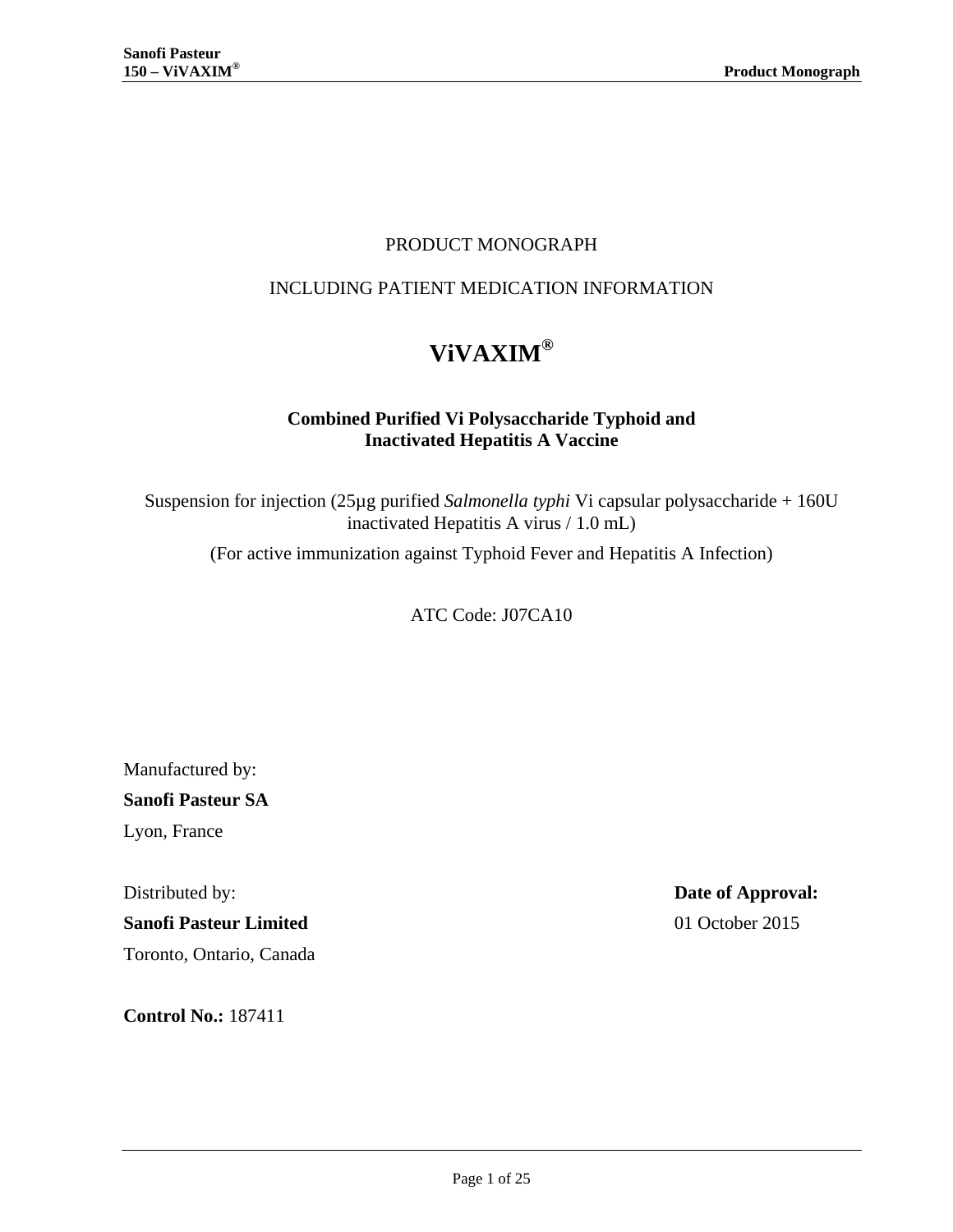# PRODUCT MONOGRAPH

## INCLUDING PATIENT MEDICATION INFORMATION

# ViVAXIM®

**Combined Purified Vi Polysaccharide Typhoid and Inactivated Hepatitis A Vaccine**

Suspension for injection (25µg purified *Salmonella typhi* Vi capsular polysaccharide + 160U inactivated Hepatitis A virus / 1.0 mL)

(For active immunization against Typhoid Fever and Hepatitis A Infection)

ATC Code: J07CA10

Manufactured by:

**Sanofi Pasteur SA**

Lyon, France

Distributed by:

**Sanofi Pasteur Limited**

Toronto, Ontario, Canada

**Date of Approval:**

01 October 2015

**Control No.:** 187411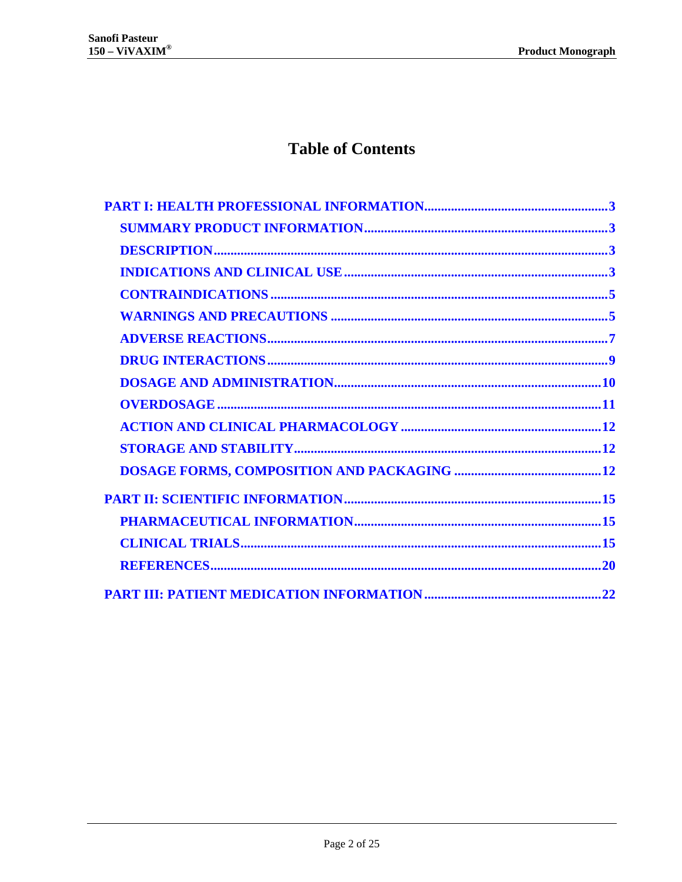# Table of Contents

**PART I: HEALTH PROFESSIONAL INFORMATION** .......... 3

- **SUMMARY PRODUCT INFORMATION** .......... 3
- **DESCRIPTION** .......... 3
- **INDICATIONS AND CLINICAL USE** .......... 3
- **CONTRAINDICATIONS** .......... 5
- **WARNINGS AND PRECAUTIONS** .......... 5
- **ADVERSE REACTIONS** .......... 7
- **DRUG INTERACTIONS** .......... 9
- **DOSAGE AND ADMINISTRATION** .......... 10
- **OVERDOSAGE** .......... 11
- **ACTION AND CLINICAL PHARMACOLOGY** .......... 12
- **STORAGE AND STABILITY** .......... 12
- **DOSAGE FORMS, COMPOSITION AND PACKAGING** .......... 12

**PART II: SCIENTIFIC INFORMATION** .......... 15

- **PHARMACEUTICAL INFORMATION** .......... 15
- **CLINICAL TRIALS** .......... 15
- **REFERENCES** .......... 20

**PART III: PATIENT MEDICATION INFORMATION** .......... 22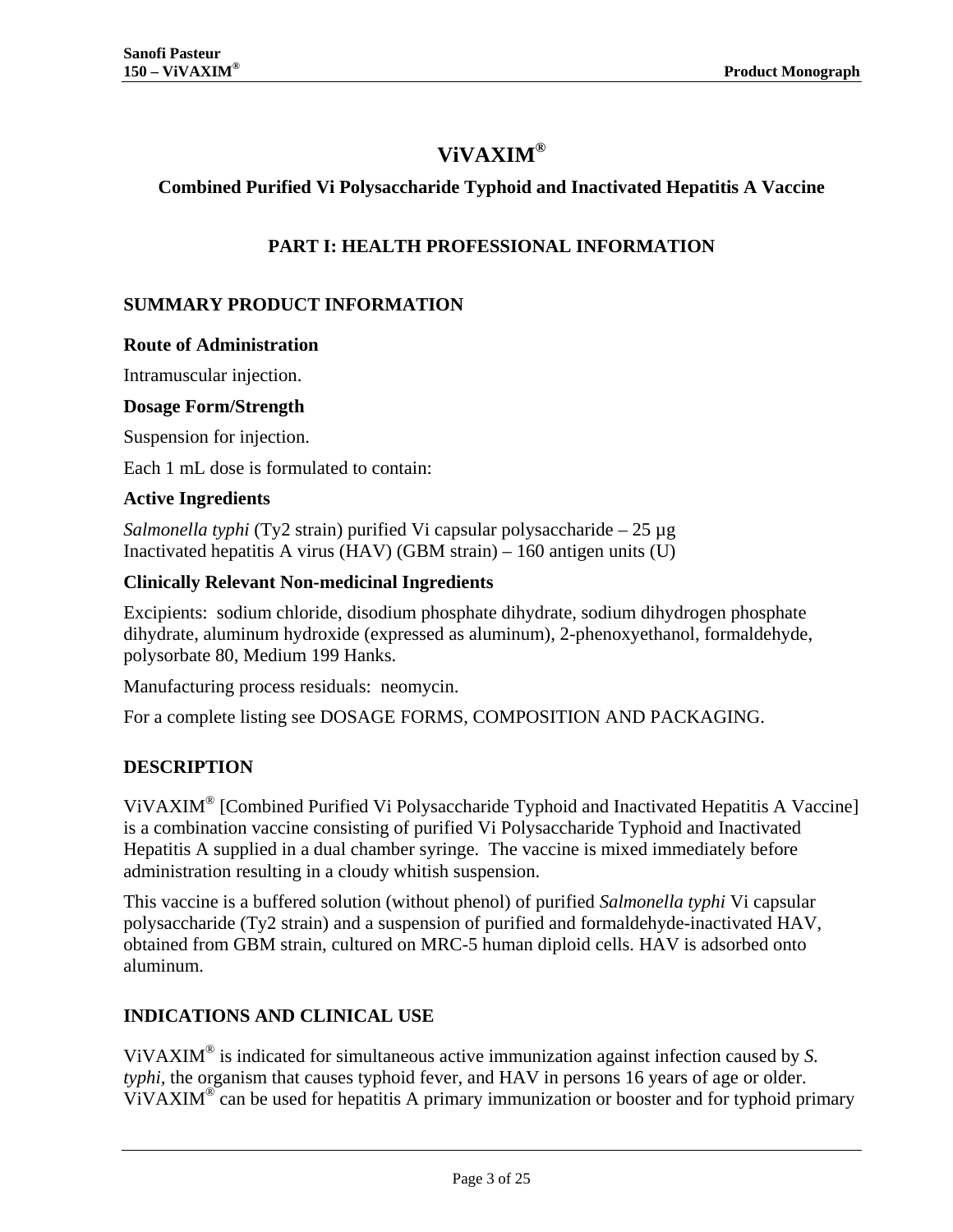# ViVAXIM®

## Combined Purified Vi Polysaccharide Typhoid and Inactivated Hepatitis A Vaccine

## PART I: HEALTH PROFESSIONAL INFORMATION

### SUMMARY PRODUCT INFORMATION

**Route of Administration**

Intramuscular injection.

**Dosage Form/Strength**

Suspension for injection.

Each 1 mL dose is formulated to contain:

**Active Ingredients**

*Salmonella typhi* (Ty2 strain) purified Vi capsular polysaccharide – 25 µg
Inactivated hepatitis A virus (HAV) (GBM strain) – 160 antigen units (U)

**Clinically Relevant Non-medicinal Ingredients**

Excipients: sodium chloride, disodium phosphate dihydrate, sodium dihydrogen phosphate dihydrate, aluminum hydroxide (expressed as aluminum), 2-phenoxyethanol, formaldehyde, polysorbate 80, Medium 199 Hanks.

Manufacturing process residuals: neomycin.

For a complete listing see DOSAGE FORMS, COMPOSITION AND PACKAGING.

### DESCRIPTION

ViVAXIM® [Combined Purified Vi Polysaccharide Typhoid and Inactivated Hepatitis A Vaccine] is a combination vaccine consisting of purified Vi Polysaccharide Typhoid and Inactivated Hepatitis A supplied in a dual chamber syringe. The vaccine is mixed immediately before administration resulting in a cloudy whitish suspension.

This vaccine is a buffered solution (without phenol) of purified *Salmonella typhi* Vi capsular polysaccharide (Ty2 strain) and a suspension of purified and formaldehyde-inactivated HAV, obtained from GBM strain, cultured on MRC-5 human diploid cells. HAV is adsorbed onto aluminum.

### INDICATIONS AND CLINICAL USE

ViVAXIM® is indicated for simultaneous active immunization against infection caused by *S. typhi*, the organism that causes typhoid fever, and HAV in persons 16 years of age or older. ViVAXIM® can be used for hepatitis A primary immunization or booster and for typhoid primary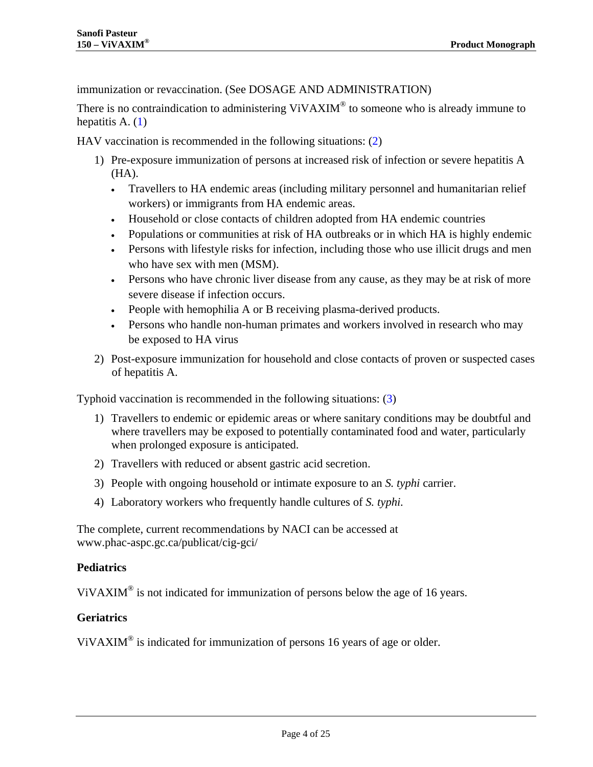immunization or revaccination. (See DOSAGE AND ADMINISTRATION)

There is no contraindication to administering ViVAXIM® to someone who is already immune to hepatitis A. (1)

HAV vaccination is recommended in the following situations: (2)

1) Pre-exposure immunization of persons at increased risk of infection or severe hepatitis A (HA).
   - Travellers to HA endemic areas (including military personnel and humanitarian relief workers) or immigrants from HA endemic areas.
   - Household or close contacts of children adopted from HA endemic countries
   - Populations or communities at risk of HA outbreaks or in which HA is highly endemic
   - Persons with lifestyle risks for infection, including those who use illicit drugs and men who have sex with men (MSM).
   - Persons who have chronic liver disease from any cause, as they may be at risk of more severe disease if infection occurs.
   - People with hemophilia A or B receiving plasma-derived products.
   - Persons who handle non-human primates and workers involved in research who may be exposed to HA virus
2) Post-exposure immunization for household and close contacts of proven or suspected cases of hepatitis A.

Typhoid vaccination is recommended in the following situations: (3)

1) Travellers to endemic or epidemic areas or where sanitary conditions may be doubtful and where travellers may be exposed to potentially contaminated food and water, particularly when prolonged exposure is anticipated.
2) Travellers with reduced or absent gastric acid secretion.
3) People with ongoing household or intimate exposure to an *S. typhi* carrier.
4) Laboratory workers who frequently handle cultures of *S. typhi.*

The complete, current recommendations by NACI can be accessed at www.phac-aspc.gc.ca/publicat/cig-gci/

### Pediatrics

ViVAXIM® is not indicated for immunization of persons below the age of 16 years.

### Geriatrics

ViVAXIM® is indicated for immunization of persons 16 years of age or older.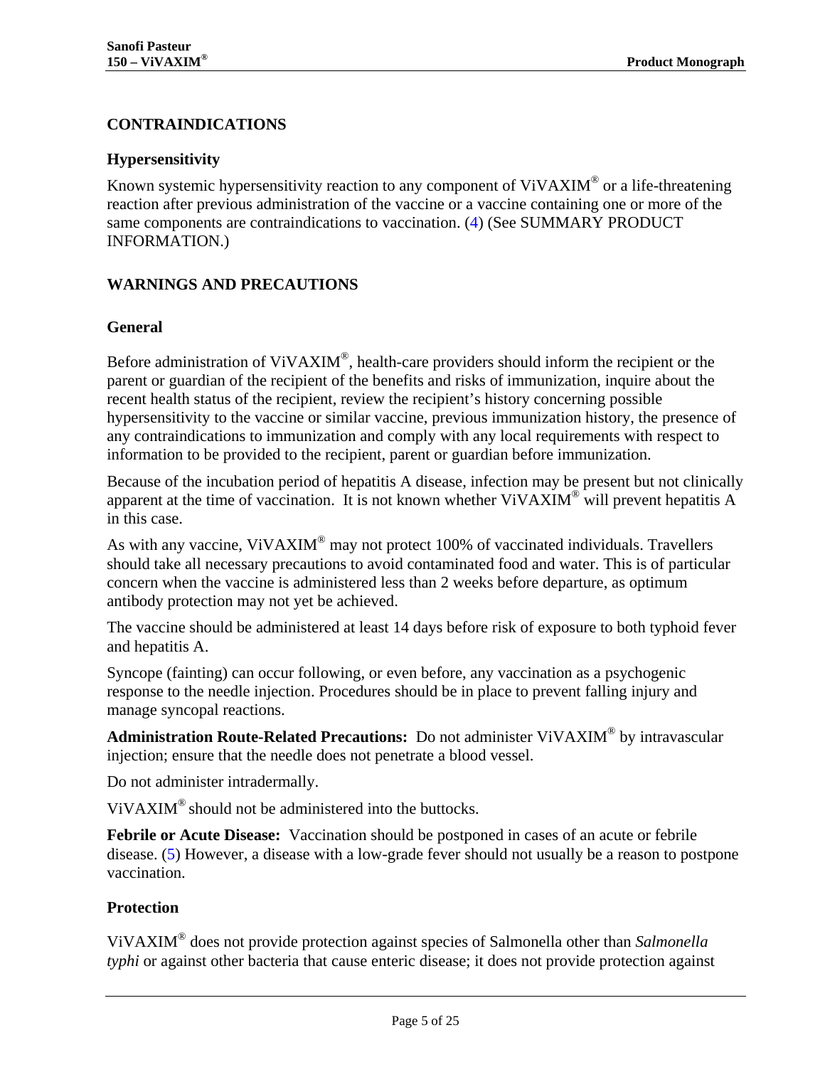## CONTRAINDICATIONS

### Hypersensitivity

Known systemic hypersensitivity reaction to any component of ViVAXIM® or a life-threatening reaction after previous administration of the vaccine or a vaccine containing one or more of the same components are contraindications to vaccination. (4) (See SUMMARY PRODUCT INFORMATION.)

## WARNINGS AND PRECAUTIONS

### General

Before administration of ViVAXIM®, health-care providers should inform the recipient or the parent or guardian of the recipient of the benefits and risks of immunization, inquire about the recent health status of the recipient, review the recipient's history concerning possible hypersensitivity to the vaccine or similar vaccine, previous immunization history, the presence of any contraindications to immunization and comply with any local requirements with respect to information to be provided to the recipient, parent or guardian before immunization.

Because of the incubation period of hepatitis A disease, infection may be present but not clinically apparent at the time of vaccination. It is not known whether ViVAXIM® will prevent hepatitis A in this case.

As with any vaccine, ViVAXIM® may not protect 100% of vaccinated individuals. Travellers should take all necessary precautions to avoid contaminated food and water. This is of particular concern when the vaccine is administered less than 2 weeks before departure, as optimum antibody protection may not yet be achieved.

The vaccine should be administered at least 14 days before risk of exposure to both typhoid fever and hepatitis A.

Syncope (fainting) can occur following, or even before, any vaccination as a psychogenic response to the needle injection. Procedures should be in place to prevent falling injury and manage syncopal reactions.

**Administration Route-Related Precautions:** Do not administer ViVAXIM® by intravascular injection; ensure that the needle does not penetrate a blood vessel.

Do not administer intradermally.

ViVAXIM® should not be administered into the buttocks.

**Febrile or Acute Disease:** Vaccination should be postponed in cases of an acute or febrile disease. (5) However, a disease with a low-grade fever should not usually be a reason to postpone vaccination.

### Protection

ViVAXIM® does not provide protection against species of Salmonella other than *Salmonella typhi* or against other bacteria that cause enteric disease; it does not provide protection against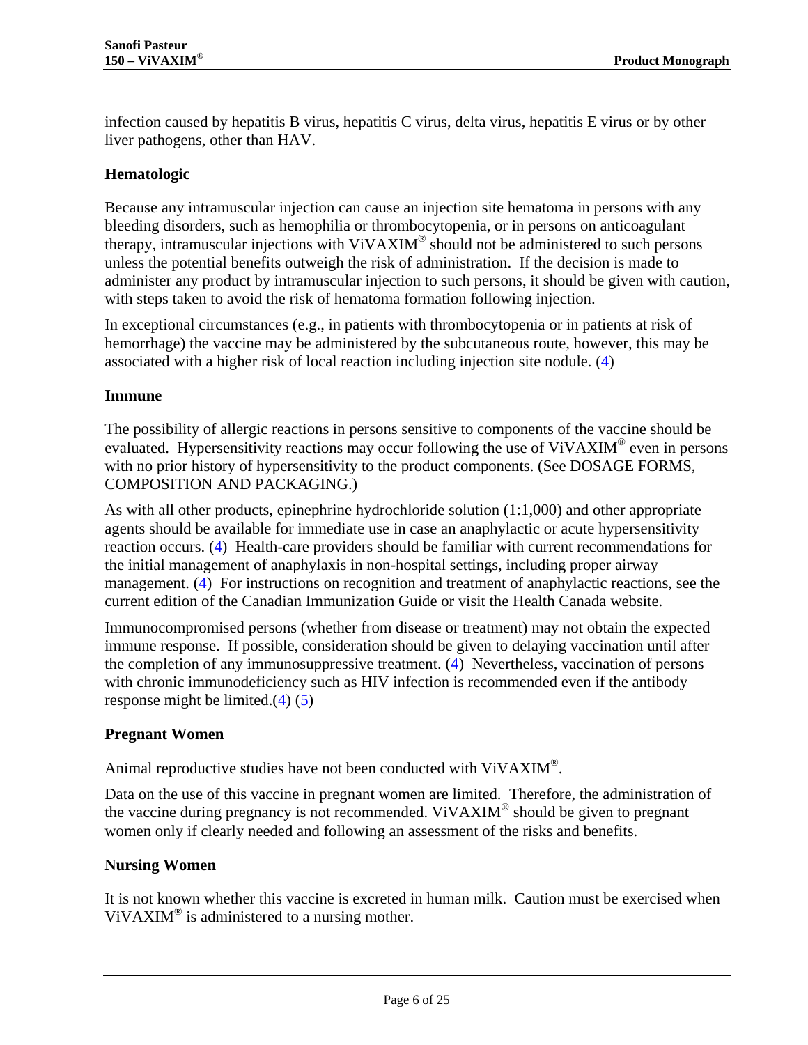infection caused by hepatitis B virus, hepatitis C virus, delta virus, hepatitis E virus or by other liver pathogens, other than HAV.

### Hematologic

Because any intramuscular injection can cause an injection site hematoma in persons with any bleeding disorders, such as hemophilia or thrombocytopenia, or in persons on anticoagulant therapy, intramuscular injections with ViVAXIM® should not be administered to such persons unless the potential benefits outweigh the risk of administration. If the decision is made to administer any product by intramuscular injection to such persons, it should be given with caution, with steps taken to avoid the risk of hematoma formation following injection.

In exceptional circumstances (e.g., in patients with thrombocytopenia or in patients at risk of hemorrhage) the vaccine may be administered by the subcutaneous route, however, this may be associated with a higher risk of local reaction including injection site nodule. (4)

### Immune

The possibility of allergic reactions in persons sensitive to components of the vaccine should be evaluated. Hypersensitivity reactions may occur following the use of ViVAXIM® even in persons with no prior history of hypersensitivity to the product components. (See DOSAGE FORMS, COMPOSITION AND PACKAGING.)

As with all other products, epinephrine hydrochloride solution (1:1,000) and other appropriate agents should be available for immediate use in case an anaphylactic or acute hypersensitivity reaction occurs. (4) Health-care providers should be familiar with current recommendations for the initial management of anaphylaxis in non-hospital settings, including proper airway management. (4) For instructions on recognition and treatment of anaphylactic reactions, see the current edition of the Canadian Immunization Guide or visit the Health Canada website.

Immunocompromised persons (whether from disease or treatment) may not obtain the expected immune response. If possible, consideration should be given to delaying vaccination until after the completion of any immunosuppressive treatment. (4) Nevertheless, vaccination of persons with chronic immunodeficiency such as HIV infection is recommended even if the antibody response might be limited.(4) (5)

### Pregnant Women

Animal reproductive studies have not been conducted with ViVAXIM®.

Data on the use of this vaccine in pregnant women are limited. Therefore, the administration of the vaccine during pregnancy is not recommended. ViVAXIM® should be given to pregnant women only if clearly needed and following an assessment of the risks and benefits.

### Nursing Women

It is not known whether this vaccine is excreted in human milk. Caution must be exercised when ViVAXIM® is administered to a nursing mother.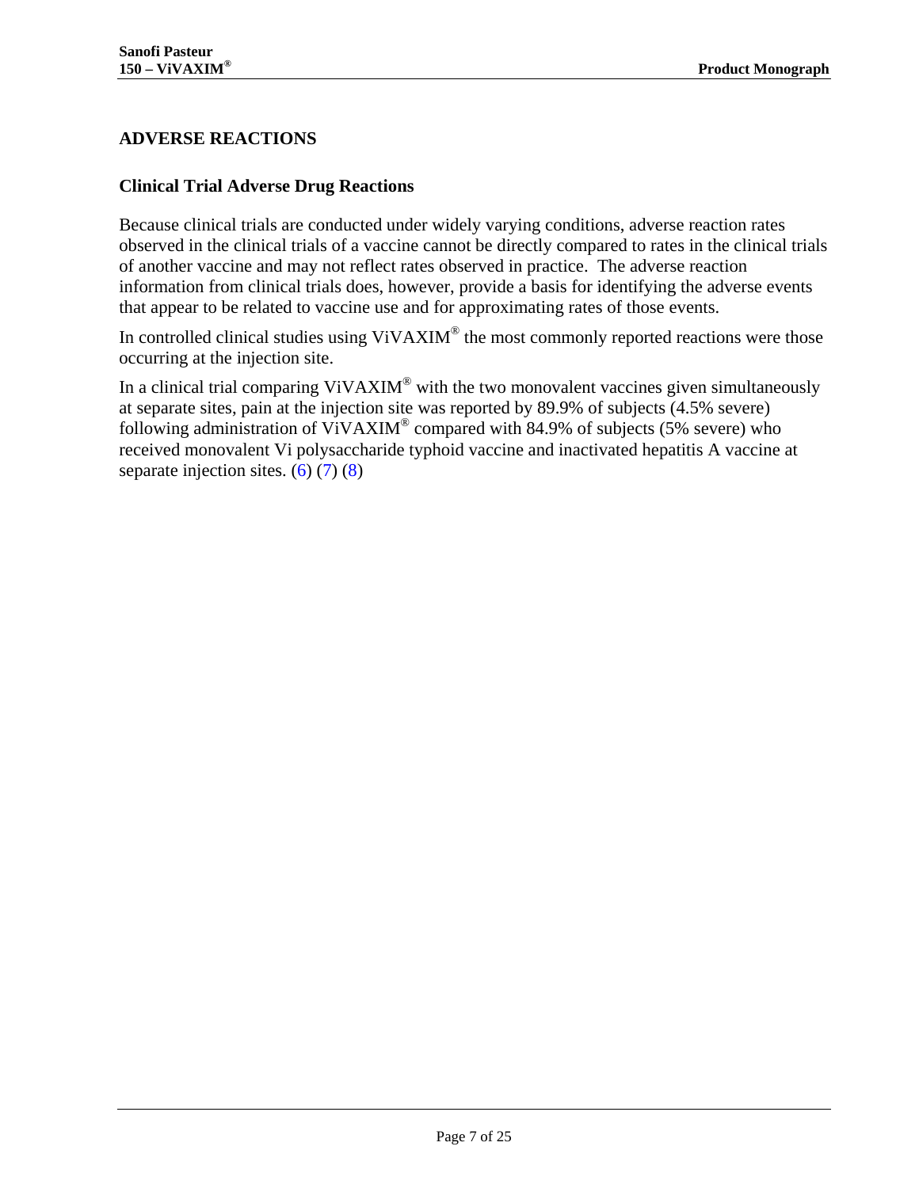## ADVERSE REACTIONS

### Clinical Trial Adverse Drug Reactions

Because clinical trials are conducted under widely varying conditions, adverse reaction rates observed in the clinical trials of a vaccine cannot be directly compared to rates in the clinical trials of another vaccine and may not reflect rates observed in practice. The adverse reaction information from clinical trials does, however, provide a basis for identifying the adverse events that appear to be related to vaccine use and for approximating rates of those events.

In controlled clinical studies using ViVAXIM® the most commonly reported reactions were those occurring at the injection site.

In a clinical trial comparing ViVAXIM® with the two monovalent vaccines given simultaneously at separate sites, pain at the injection site was reported by 89.9% of subjects (4.5% severe) following administration of ViVAXIM® compared with 84.9% of subjects (5% severe) who received monovalent Vi polysaccharide typhoid vaccine and inactivated hepatitis A vaccine at separate injection sites. (6) (7) (8)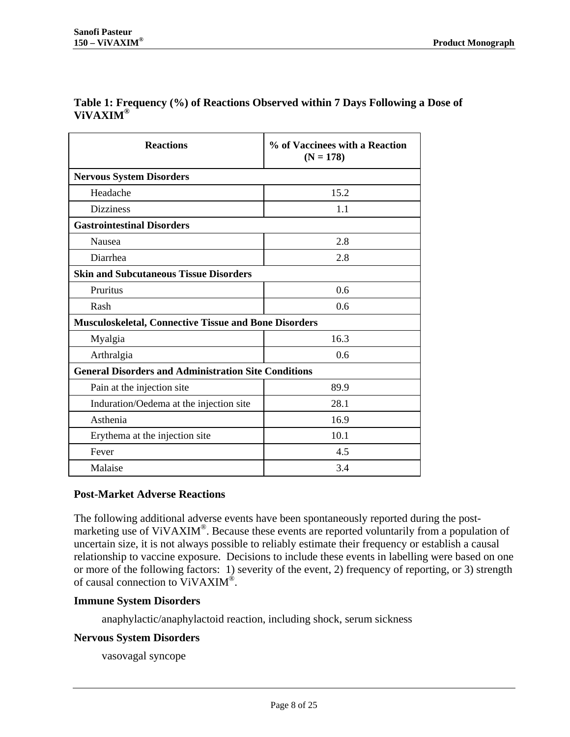**Table 1: Frequency (%) of Reactions Observed within 7 Days Following a Dose of ViVAXIM®**

| Reactions | % of Vaccinees with a Reaction (N = 178) |
|---|---|
| **Nervous System Disorders** | |
| Headache | 15.2 |
| Dizziness | 1.1 |
| **Gastrointestinal Disorders** | |
| Nausea | 2.8 |
| Diarrhea | 2.8 |
| **Skin and Subcutaneous Tissue Disorders** | |
| Pruritus | 0.6 |
| Rash | 0.6 |
| **Musculoskeletal, Connective Tissue and Bone Disorders** | |
| Myalgia | 16.3 |
| Arthralgia | 0.6 |
| **General Disorders and Administration Site Conditions** | |
| Pain at the injection site | 89.9 |
| Induration/Oedema at the injection site | 28.1 |
| Asthenia | 16.9 |
| Erythema at the injection site | 10.1 |
| Fever | 4.5 |
| Malaise | 3.4 |

### Post-Market Adverse Reactions

The following additional adverse events have been spontaneously reported during the post-marketing use of ViVAXIM®. Because these events are reported voluntarily from a population of uncertain size, it is not always possible to reliably estimate their frequency or establish a causal relationship to vaccine exposure. Decisions to include these events in labelling were based on one or more of the following factors: 1) severity of the event, 2) frequency of reporting, or 3) strength of causal connection to ViVAXIM®.

**Immune System Disorders**

anaphylactic/anaphylactoid reaction, including shock, serum sickness

**Nervous System Disorders**

vasovagal syncope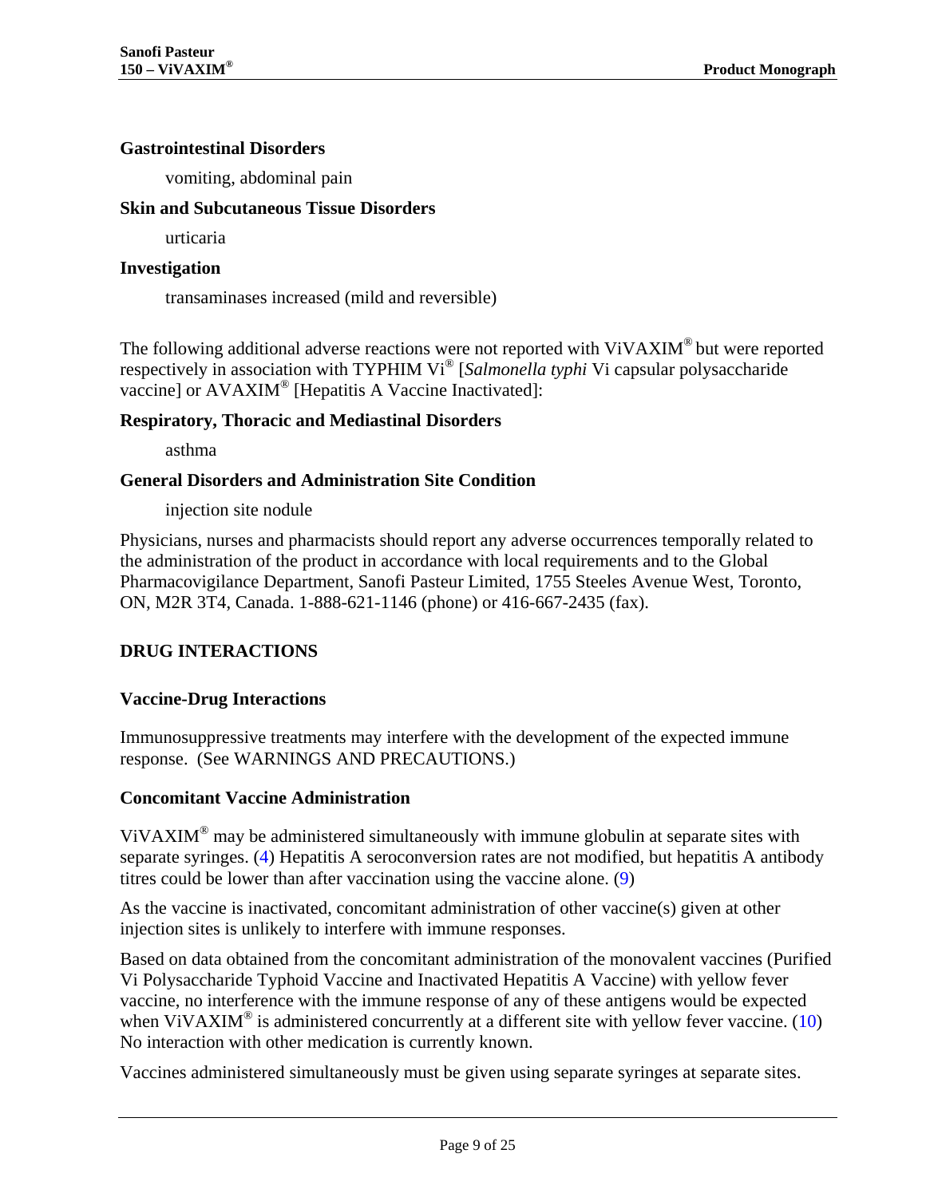**Gastrointestinal Disorders**

vomiting, abdominal pain

**Skin and Subcutaneous Tissue Disorders**

urticaria

**Investigation**

transaminases increased (mild and reversible)

The following additional adverse reactions were not reported with ViVAXIM® but were reported respectively in association with TYPHIM Vi® [*Salmonella typhi* Vi capsular polysaccharide vaccine] or AVAXIM® [Hepatitis A Vaccine Inactivated]:

**Respiratory, Thoracic and Mediastinal Disorders**

asthma

**General Disorders and Administration Site Condition**

injection site nodule

Physicians, nurses and pharmacists should report any adverse occurrences temporally related to the administration of the product in accordance with local requirements and to the Global Pharmacovigilance Department, Sanofi Pasteur Limited, 1755 Steeles Avenue West, Toronto, ON, M2R 3T4, Canada. 1-888-621-1146 (phone) or 416-667-2435 (fax).

## DRUG INTERACTIONS

### Vaccine-Drug Interactions

Immunosuppressive treatments may interfere with the development of the expected immune response. (See WARNINGS AND PRECAUTIONS.)

### Concomitant Vaccine Administration

ViVAXIM® may be administered simultaneously with immune globulin at separate sites with separate syringes. (4) Hepatitis A seroconversion rates are not modified, but hepatitis A antibody titres could be lower than after vaccination using the vaccine alone. (9)

As the vaccine is inactivated, concomitant administration of other vaccine(s) given at other injection sites is unlikely to interfere with immune responses.

Based on data obtained from the concomitant administration of the monovalent vaccines (Purified Vi Polysaccharide Typhoid Vaccine and Inactivated Hepatitis A Vaccine) with yellow fever vaccine, no interference with the immune response of any of these antigens would be expected when ViVAXIM® is administered concurrently at a different site with yellow fever vaccine. (10) No interaction with other medication is currently known.

Vaccines administered simultaneously must be given using separate syringes at separate sites.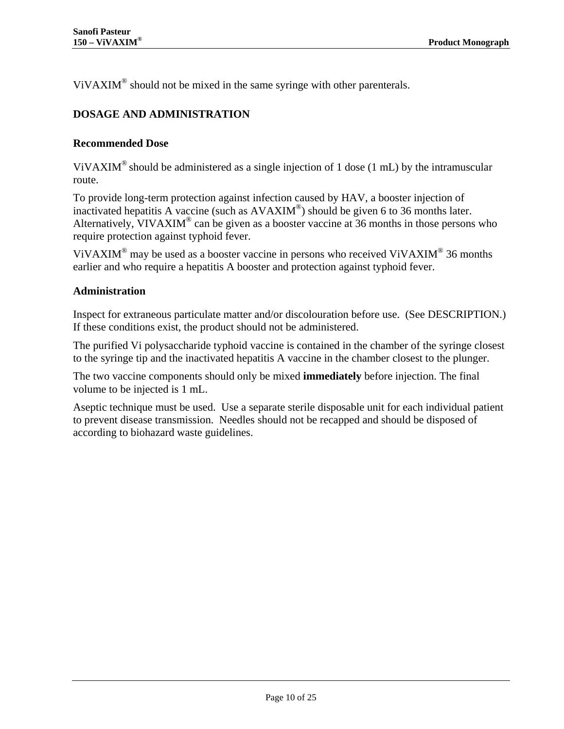ViVAXIM® should not be mixed in the same syringe with other parenterals.

## DOSAGE AND ADMINISTRATION

### Recommended Dose

ViVAXIM® should be administered as a single injection of 1 dose (1 mL) by the intramuscular route.

To provide long-term protection against infection caused by HAV, a booster injection of inactivated hepatitis A vaccine (such as AVAXIM®) should be given 6 to 36 months later. Alternatively, VIVAXIM® can be given as a booster vaccine at 36 months in those persons who require protection against typhoid fever.

ViVAXIM® may be used as a booster vaccine in persons who received ViVAXIM® 36 months earlier and who require a hepatitis A booster and protection against typhoid fever.

### Administration

Inspect for extraneous particulate matter and/or discolouration before use. (See DESCRIPTION.) If these conditions exist, the product should not be administered.

The purified Vi polysaccharide typhoid vaccine is contained in the chamber of the syringe closest to the syringe tip and the inactivated hepatitis A vaccine in the chamber closest to the plunger.

The two vaccine components should only be mixed **immediately** before injection. The final volume to be injected is 1 mL.

Aseptic technique must be used. Use a separate sterile disposable unit for each individual patient to prevent disease transmission. Needles should not be recapped and should be disposed of according to biohazard waste guidelines.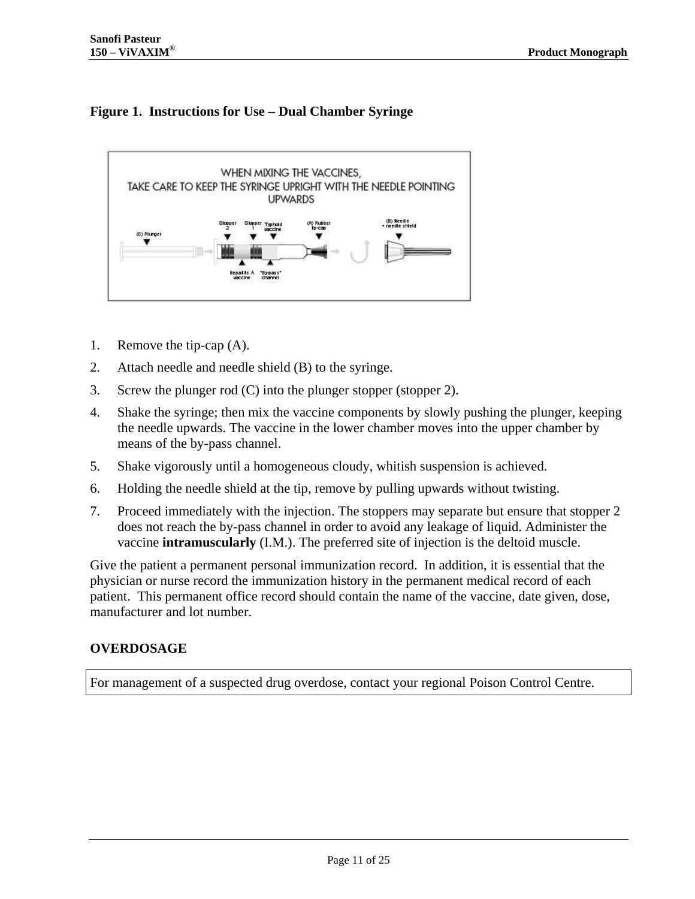**Figure 1. Instructions for Use – Dual Chamber Syringe**

1. Remove the tip-cap (A).
2. Attach needle and needle shield (B) to the syringe.
3. Screw the plunger rod (C) into the plunger stopper (stopper 2).
4. Shake the syringe; then mix the vaccine components by slowly pushing the plunger, keeping the needle upwards. The vaccine in the lower chamber moves into the upper chamber by means of the by-pass channel.
5. Shake vigorously until a homogeneous cloudy, whitish suspension is achieved.
6. Holding the needle shield at the tip, remove by pulling upwards without twisting.
7. Proceed immediately with the injection. The stoppers may separate but ensure that stopper 2 does not reach the by-pass channel in order to avoid any leakage of liquid. Administer the vaccine **intramuscularly** (I.M.). The preferred site of injection is the deltoid muscle.

Give the patient a permanent personal immunization record. In addition, it is essential that the physician or nurse record the immunization history in the permanent medical record of each patient. This permanent office record should contain the name of the vaccine, date given, dose, manufacturer and lot number.

## OVERDOSAGE

For management of a suspected drug overdose, contact your regional Poison Control Centre.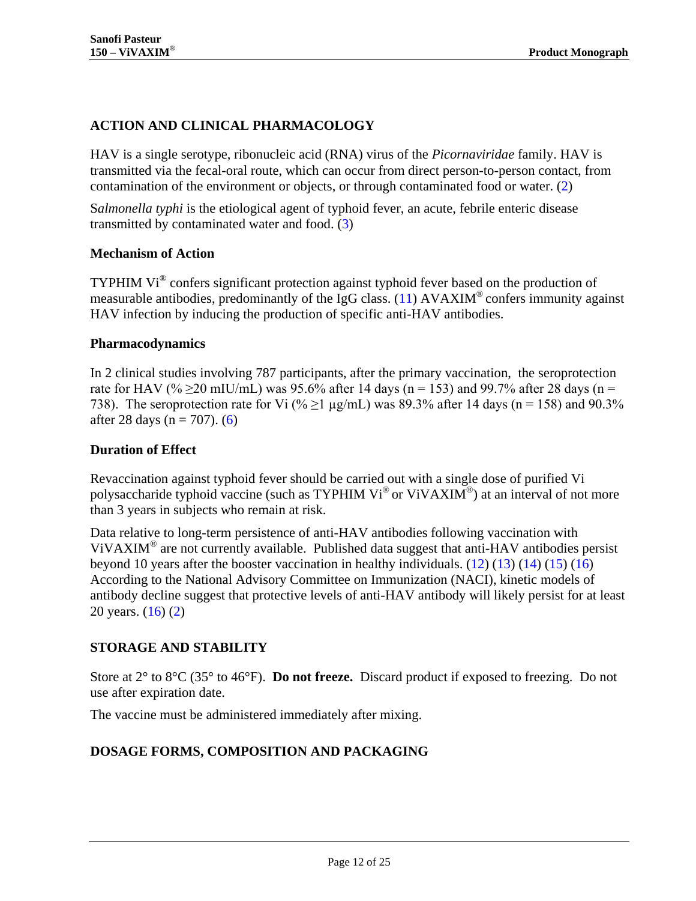## ACTION AND CLINICAL PHARMACOLOGY

HAV is a single serotype, ribonucleic acid (RNA) virus of the *Picornaviridae* family. HAV is transmitted via the fecal-oral route, which can occur from direct person-to-person contact, from contamination of the environment or objects, or through contaminated food or water. (2)

S*almonella typhi* is the etiological agent of typhoid fever, an acute, febrile enteric disease transmitted by contaminated water and food. (3)

### Mechanism of Action

TYPHIM Vi® confers significant protection against typhoid fever based on the production of measurable antibodies, predominantly of the IgG class. (11) AVAXIM® confers immunity against HAV infection by inducing the production of specific anti-HAV antibodies.

### Pharmacodynamics

In 2 clinical studies involving 787 participants, after the primary vaccination, the seroprotection rate for HAV (% ≥20 mIU/mL) was 95.6% after 14 days (n = 153) and 99.7% after 28 days (n = 738). The seroprotection rate for Vi (% ≥1 μg/mL) was 89.3% after 14 days (n = 158) and 90.3% after 28 days (n = 707). (6)

### Duration of Effect

Revaccination against typhoid fever should be carried out with a single dose of purified Vi polysaccharide typhoid vaccine (such as TYPHIM Vi® or ViVAXIM®) at an interval of not more than 3 years in subjects who remain at risk.

Data relative to long-term persistence of anti-HAV antibodies following vaccination with ViVAXIM® are not currently available. Published data suggest that anti-HAV antibodies persist beyond 10 years after the booster vaccination in healthy individuals. (12) (13) (14) (15) (16) According to the National Advisory Committee on Immunization (NACI), kinetic models of antibody decline suggest that protective levels of anti-HAV antibody will likely persist for at least 20 years. (16) (2)

## STORAGE AND STABILITY

Store at 2° to 8°C (35° to 46°F). **Do not freeze.** Discard product if exposed to freezing. Do not use after expiration date.

The vaccine must be administered immediately after mixing.

## DOSAGE FORMS, COMPOSITION AND PACKAGING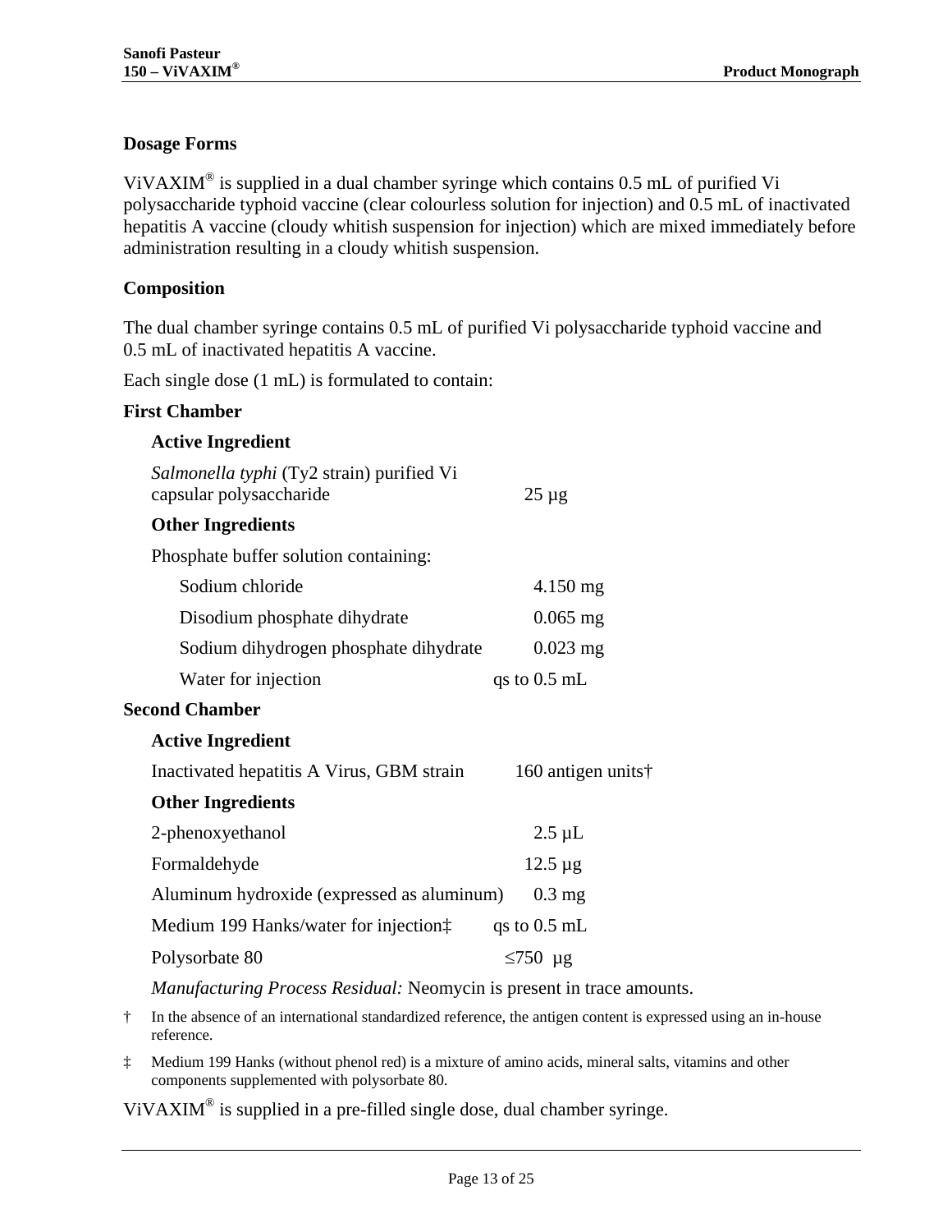### Dosage Forms

ViVAXIM® is supplied in a dual chamber syringe which contains 0.5 mL of purified Vi polysaccharide typhoid vaccine (clear colourless solution for injection) and 0.5 mL of inactivated hepatitis A vaccine (cloudy whitish suspension for injection) which are mixed immediately before administration resulting in a cloudy whitish suspension.

### Composition

The dual chamber syringe contains 0.5 mL of purified Vi polysaccharide typhoid vaccine and 0.5 mL of inactivated hepatitis A vaccine.

Each single dose (1 mL) is formulated to contain:

**First Chamber**

**Active Ingredient**

| | |
|---|---|
| *Salmonella typhi* (Ty2 strain) purified Vi capsular polysaccharide | 25 µg |

**Other Ingredients**

Phosphate buffer solution containing:

| | |
|---|---|
| Sodium chloride | 4.150 mg |
| Disodium phosphate dihydrate | 0.065 mg |
| Sodium dihydrogen phosphate dihydrate | 0.023 mg |
| Water for injection | qs to 0.5 mL |

**Second Chamber**

**Active Ingredient**

| | |
|---|---|
| Inactivated hepatitis A Virus, GBM strain | 160 antigen units† |

**Other Ingredients**

| | |
|---|---|
| 2-phenoxyethanol | 2.5 µL |
| Formaldehyde | 12.5 µg |
| Aluminum hydroxide (expressed as aluminum) | 0.3 mg |
| Medium 199 Hanks/water for injection‡ | qs to 0.5 mL |
| Polysorbate 80 | ≤750 µg |

*Manufacturing Process Residual:* Neomycin is present in trace amounts.

† In the absence of an international standardized reference, the antigen content is expressed using an in-house reference.

‡ Medium 199 Hanks (without phenol red) is a mixture of amino acids, mineral salts, vitamins and other components supplemented with polysorbate 80.

ViVAXIM® is supplied in a pre-filled single dose, dual chamber syringe.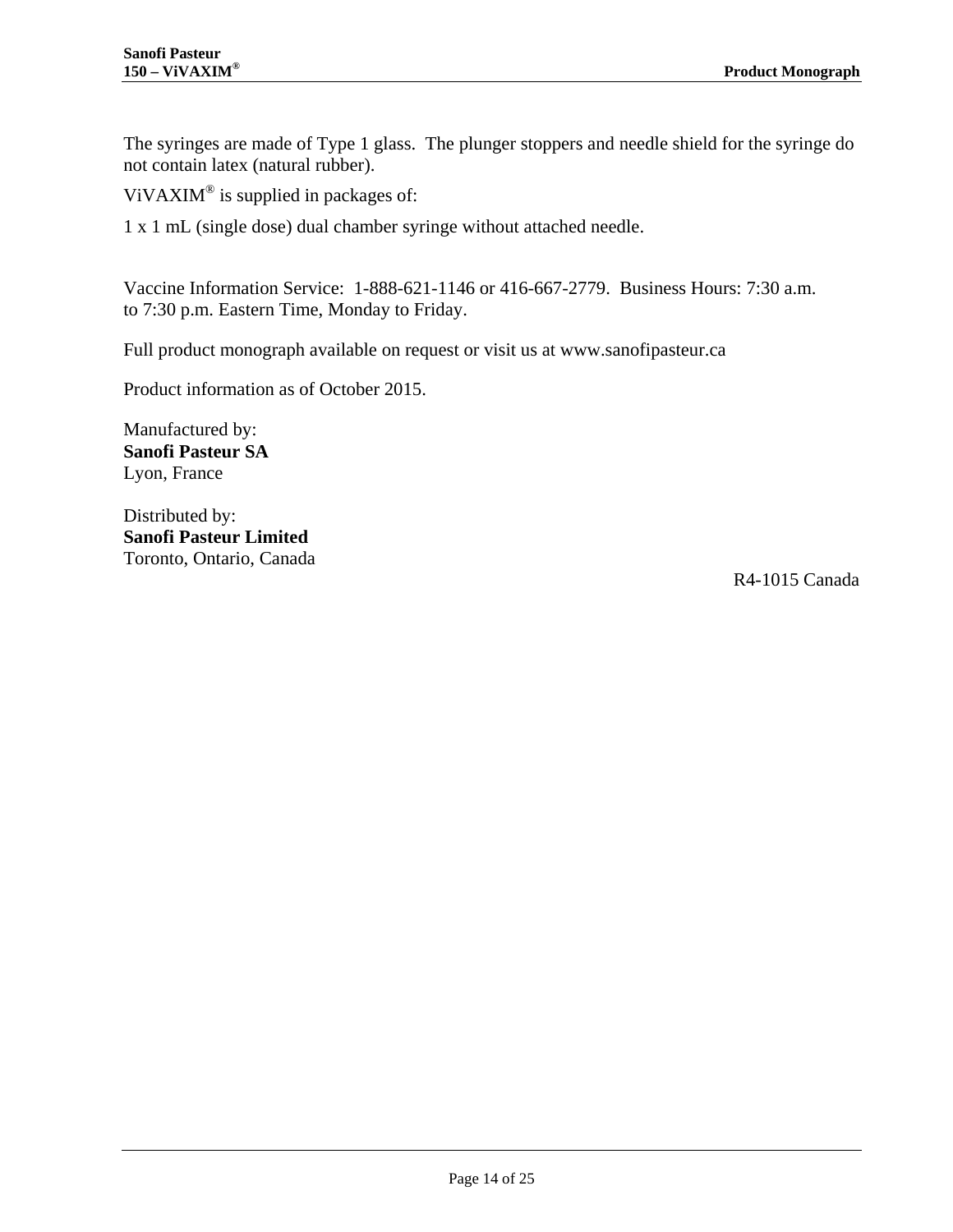The syringes are made of Type 1 glass.  The plunger stoppers and needle shield for the syringe do not contain latex (natural rubber).

ViVAXIM® is supplied in packages of:

1 x 1 mL (single dose) dual chamber syringe without attached needle.

Vaccine Information Service:  1-888-621-1146 or 416-667-2779.  Business Hours: 7:30 a.m. to 7:30 p.m. Eastern Time, Monday to Friday.

Full product monograph available on request or visit us at www.sanofipasteur.ca

Product information as of October 2015.

Manufactured by:
**Sanofi Pasteur SA**
Lyon, France

Distributed by:
**Sanofi Pasteur Limited**
Toronto, Ontario, Canada

R4-1015 Canada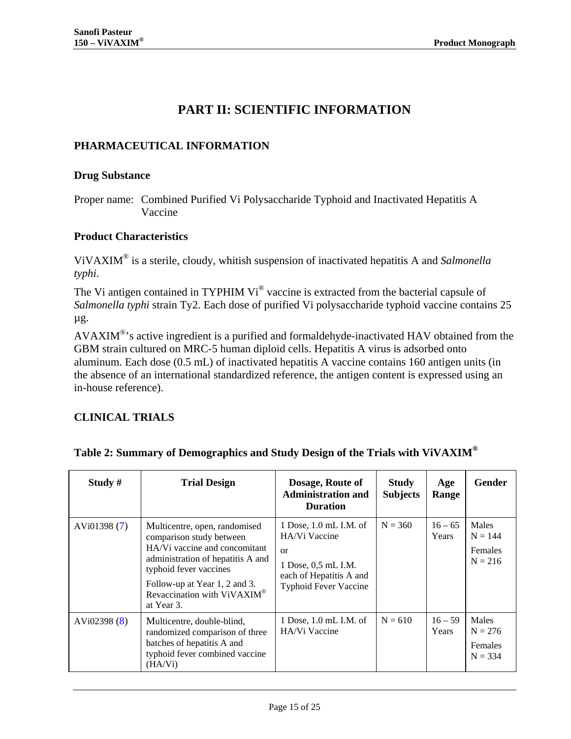# PART II: SCIENTIFIC INFORMATION

## PHARMACEUTICAL INFORMATION

### Drug Substance

Proper name: Combined Purified Vi Polysaccharide Typhoid and Inactivated Hepatitis A Vaccine

### Product Characteristics

ViVAXIM® is a sterile, cloudy, whitish suspension of inactivated hepatitis A and *Salmonella typhi*.

The Vi antigen contained in TYPHIM Vi® vaccine is extracted from the bacterial capsule of *Salmonella typhi* strain Ty2. Each dose of purified Vi polysaccharide typhoid vaccine contains 25 µg.

AVAXIM®'s active ingredient is a purified and formaldehyde-inactivated HAV obtained from the GBM strain cultured on MRC-5 human diploid cells. Hepatitis A virus is adsorbed onto aluminum. Each dose (0.5 mL) of inactivated hepatitis A vaccine contains 160 antigen units (in the absence of an international standardized reference, the antigen content is expressed using an in-house reference).

## CLINICAL TRIALS

**Table 2: Summary of Demographics and Study Design of the Trials with ViVAXIM®**

| Study # | Trial Design | Dosage, Route of Administration and Duration | Study Subjects | Age Range | Gender |
|---|---|---|---|---|---|
| AVi01398 (7) | Multicentre, open, randomised comparison study between HA/Vi vaccine and concomitant administration of hepatitis A and typhoid fever vaccines<br>Follow-up at Year 1, 2 and 3. Revaccination with ViVAXIM® at Year 3. | 1 Dose, 1.0 mL I.M. of HA/Vi Vaccine<br>or<br>1 Dose, 0,5 mL I.M. each of Hepatitis A and Typhoid Fever Vaccine | N = 360 | 16 – 65 Years | Males N = 144<br>Females N = 216 |
| AVi02398 (8) | Multicentre, double-blind, randomized comparison of three batches of hepatitis A and typhoid fever combined vaccine (HA/Vi) | 1 Dose, 1.0 mL I.M. of HA/Vi Vaccine | N = 610 | 16 – 59 Years | Males N = 276<br>Females N = 334 |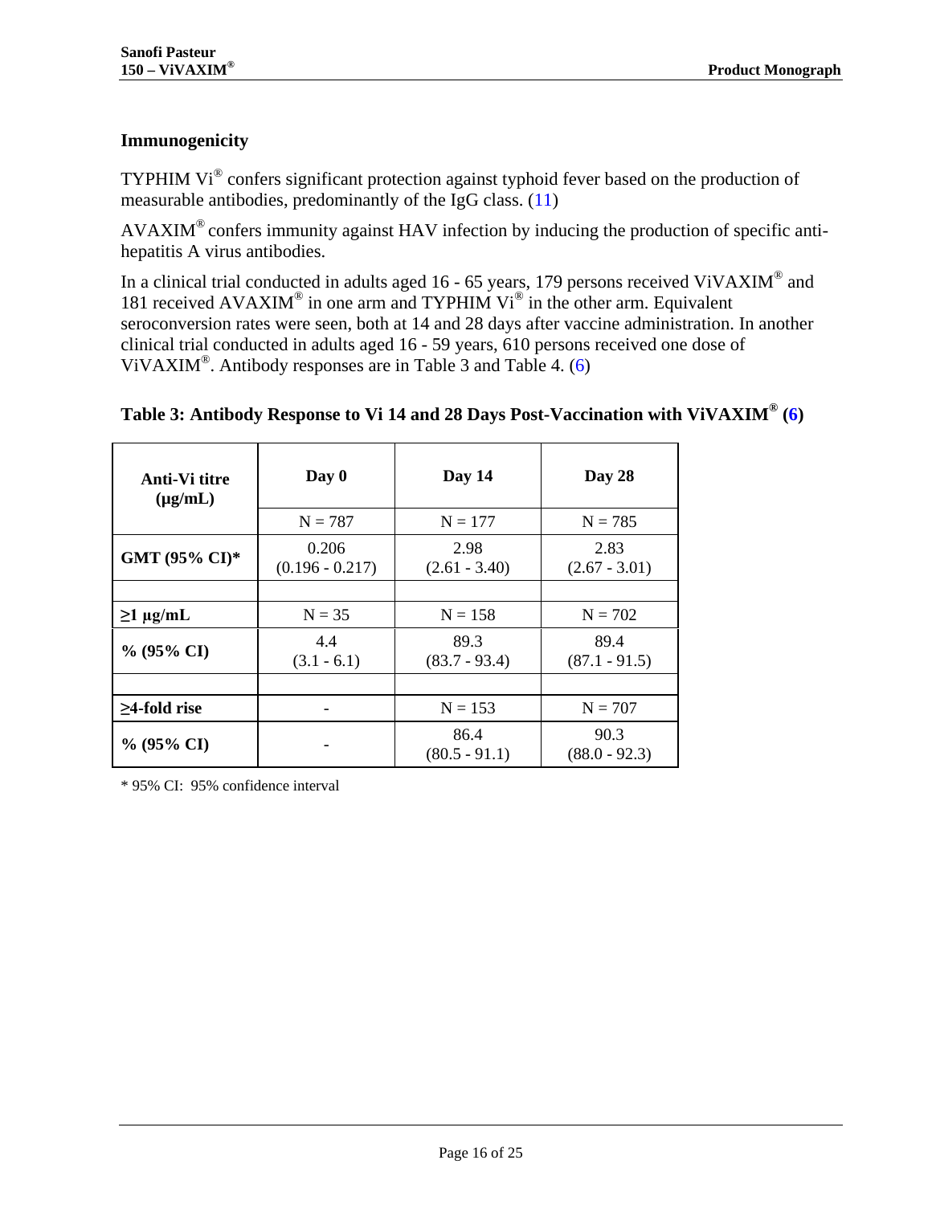### Immunogenicity

TYPHIM Vi® confers significant protection against typhoid fever based on the production of measurable antibodies, predominantly of the IgG class. (11)

AVAXIM® confers immunity against HAV infection by inducing the production of specific anti-hepatitis A virus antibodies.

In a clinical trial conducted in adults aged 16 - 65 years, 179 persons received ViVAXIM® and 181 received AVAXIM® in one arm and TYPHIM Vi® in the other arm. Equivalent seroconversion rates were seen, both at 14 and 28 days after vaccine administration. In another clinical trial conducted in adults aged 16 - 59 years, 610 persons received one dose of ViVAXIM®. Antibody responses are in Table 3 and Table 4. (6)

**Table 3: Antibody Response to Vi 14 and 28 Days Post-Vaccination with ViVAXIM® (6)**

| Anti-Vi titre (µg/mL) | Day 0 | Day 14 | Day 28 |
|---|---|---|---|
| | N = 787 | N = 177 | N = 785 |
| **GMT (95% CI)*** | 0.206 (0.196 - 0.217) | 2.98 (2.61 - 3.40) | 2.83 (2.67 - 3.01) |
| | | | |
| **≥1 µg/mL** | N = 35 | N = 158 | N = 702 |
| **% (95% CI)** | 4.4 (3.1 - 6.1) | 89.3 (83.7 - 93.4) | 89.4 (87.1 - 91.5) |
| | | | |
| **≥4-fold rise** | - | N = 153 | N = 707 |
| **% (95% CI)** | - | 86.4 (80.5 - 91.1) | 90.3 (88.0 - 92.3) |

\* 95% CI: 95% confidence interval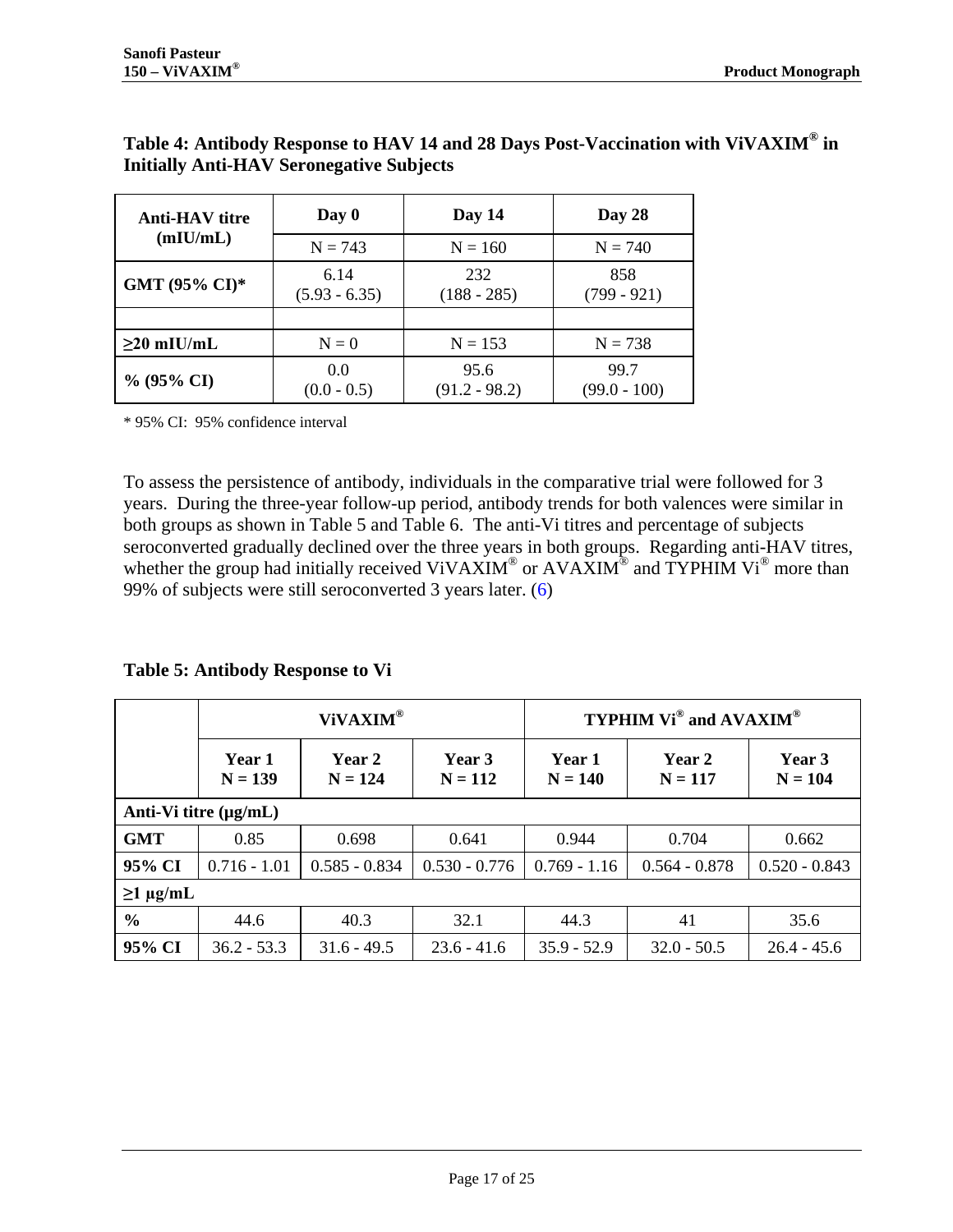**Table 4: Antibody Response to HAV 14 and 28 Days Post-Vaccination with ViVAXIM® in Initially Anti-HAV Seronegative Subjects**

| Anti-HAV titre (mIU/mL) | Day 0 | Day 14 | Day 28 |
|---|---|---|---|
| | N = 743 | N = 160 | N = 740 |
| **GMT (95% CI)*** | 6.14 (5.93 - 6.35) | 232 (188 - 285) | 858 (799 - 921) |
| | | | |
| **≥20 mIU/mL** | N = 0 | N = 153 | N = 738 |
| **% (95% CI)** | 0.0 (0.0 - 0.5) | 95.6 (91.2 - 98.2) | 99.7 (99.0 - 100) |

* 95% CI: 95% confidence interval

To assess the persistence of antibody, individuals in the comparative trial were followed for 3 years. During the three-year follow-up period, antibody trends for both valences were similar in both groups as shown in Table 5 and Table 6. The anti-Vi titres and percentage of subjects seroconverted gradually declined over the three years in both groups. Regarding anti-HAV titres, whether the group had initially received ViVAXIM® or AVAXIM® and TYPHIM Vi® more than 99% of subjects were still seroconverted 3 years later. (6)

**Table 5: Antibody Response to Vi**

| | ViVAXIM® | | | TYPHIM Vi® and AVAXIM® | | |
|---|---|---|---|---|---|---|
| | **Year 1 N = 139** | **Year 2 N = 124** | **Year 3 N = 112** | **Year 1 N = 140** | **Year 2 N = 117** | **Year 3 N = 104** |
| **Anti-Vi titre (µg/mL)** | | | | | | |
| **GMT** | 0.85 | 0.698 | 0.641 | 0.944 | 0.704 | 0.662 |
| **95% CI** | 0.716 - 1.01 | 0.585 - 0.834 | 0.530 - 0.776 | 0.769 - 1.16 | 0.564 - 0.878 | 0.520 - 0.843 |
| **≥1 µg/mL** | | | | | | |
| **%** | 44.6 | 40.3 | 32.1 | 44.3 | 41 | 35.6 |
| **95% CI** | 36.2 - 53.3 | 31.6 - 49.5 | 23.6 - 41.6 | 35.9 - 52.9 | 32.0 - 50.5 | 26.4 - 45.6 |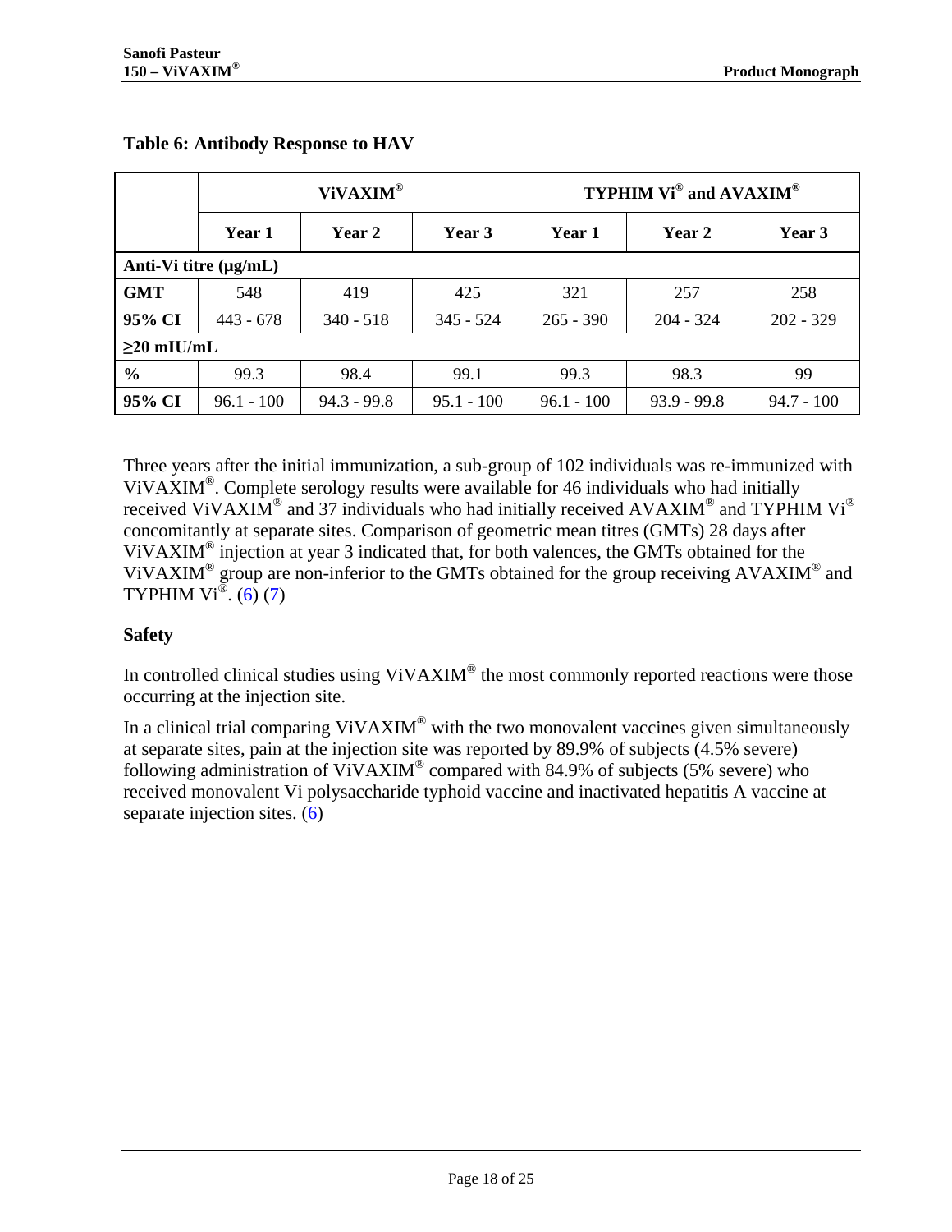**Table 6: Antibody Response to HAV**

| | ViVAXIM® | | | TYPHIM Vi® and AVAXIM® | | |
|---|---|---|---|---|---|---|
| | **Year 1** | **Year 2** | **Year 3** | **Year 1** | **Year 2** | **Year 3** |
| **Anti-Vi titre (µg/mL)** | | | | | | |
| **GMT** | 548 | 419 | 425 | 321 | 257 | 258 |
| **95% CI** | 443 - 678 | 340 - 518 | 345 - 524 | 265 - 390 | 204 - 324 | 202 - 329 |
| **≥20 mIU/mL** | | | | | | |
| **%** | 99.3 | 98.4 | 99.1 | 99.3 | 98.3 | 99 |
| **95% CI** | 96.1 - 100 | 94.3 - 99.8 | 95.1 - 100 | 96.1 - 100 | 93.9 - 99.8 | 94.7 - 100 |

Three years after the initial immunization, a sub-group of 102 individuals was re-immunized with ViVAXIM®. Complete serology results were available for 46 individuals who had initially received ViVAXIM® and 37 individuals who had initially received AVAXIM® and TYPHIM Vi® concomitantly at separate sites. Comparison of geometric mean titres (GMTs) 28 days after ViVAXIM® injection at year 3 indicated that, for both valences, the GMTs obtained for the ViVAXIM® group are non-inferior to the GMTs obtained for the group receiving AVAXIM® and TYPHIM Vi®. (6) (7)

### Safety

In controlled clinical studies using ViVAXIM® the most commonly reported reactions were those occurring at the injection site.

In a clinical trial comparing ViVAXIM® with the two monovalent vaccines given simultaneously at separate sites, pain at the injection site was reported by 89.9% of subjects (4.5% severe) following administration of ViVAXIM® compared with 84.9% of subjects (5% severe) who received monovalent Vi polysaccharide typhoid vaccine and inactivated hepatitis A vaccine at separate injection sites. (6)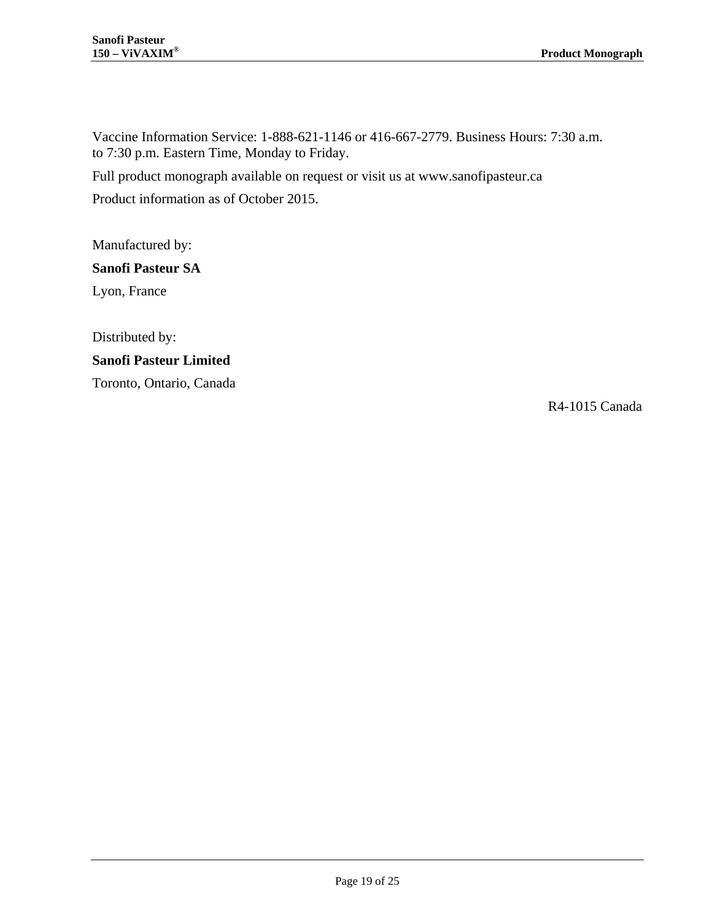Vaccine Information Service: 1-888-621-1146 or 416-667-2779. Business Hours: 7:30 a.m. to 7:30 p.m. Eastern Time, Monday to Friday.

Full product monograph available on request or visit us at www.sanofipasteur.ca

Product information as of October 2015.

Manufactured by:

**Sanofi Pasteur SA**

Lyon, France

Distributed by:

**Sanofi Pasteur Limited**

Toronto, Ontario, Canada

R4-1015 Canada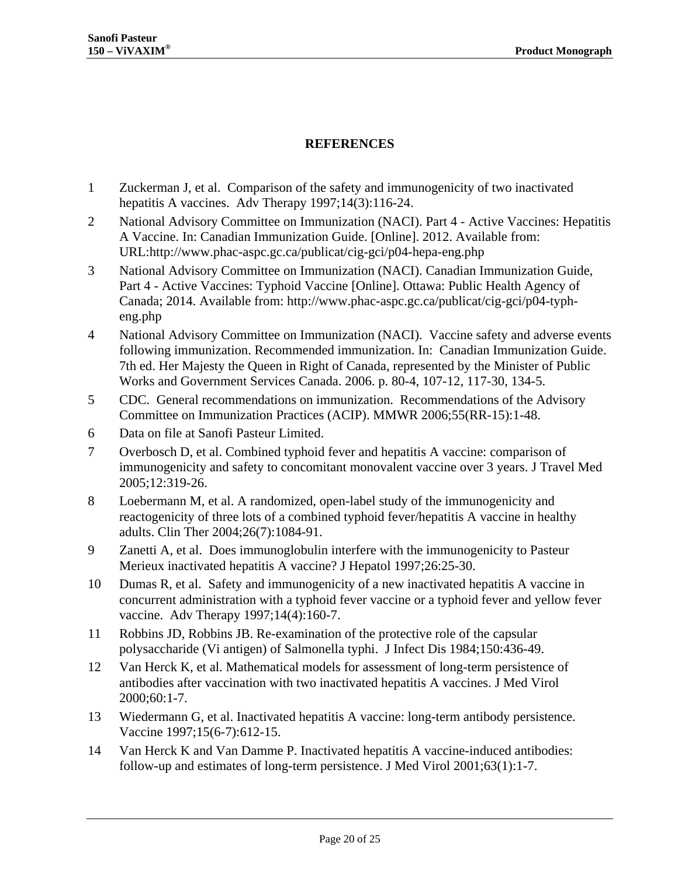# REFERENCES

1. Zuckerman J, et al. Comparison of the safety and immunogenicity of two inactivated hepatitis A vaccines. Adv Therapy 1997;14(3):116-24.
2. National Advisory Committee on Immunization (NACI). Part 4 - Active Vaccines: Hepatitis A Vaccine. In: Canadian Immunization Guide. [Online]. 2012. Available from: URL:http://www.phac-aspc.gc.ca/publicat/cig-gci/p04-hepa-eng.php
3. National Advisory Committee on Immunization (NACI). Canadian Immunization Guide, Part 4 - Active Vaccines: Typhoid Vaccine [Online]. Ottawa: Public Health Agency of Canada; 2014. Available from: http://www.phac-aspc.gc.ca/publicat/cig-gci/p04-typh-eng.php
4. National Advisory Committee on Immunization (NACI). Vaccine safety and adverse events following immunization. Recommended immunization. In: Canadian Immunization Guide. 7th ed. Her Majesty the Queen in Right of Canada, represented by the Minister of Public Works and Government Services Canada. 2006. p. 80-4, 107-12, 117-30, 134-5.
5. CDC. General recommendations on immunization. Recommendations of the Advisory Committee on Immunization Practices (ACIP). MMWR 2006;55(RR-15):1-48.
6. Data on file at Sanofi Pasteur Limited.
7. Overbosch D, et al. Combined typhoid fever and hepatitis A vaccine: comparison of immunogenicity and safety to concomitant monovalent vaccine over 3 years. J Travel Med 2005;12:319-26.
8. Loebermann M, et al. A randomized, open-label study of the immunogenicity and reactogenicity of three lots of a combined typhoid fever/hepatitis A vaccine in healthy adults. Clin Ther 2004;26(7):1084-91.
9. Zanetti A, et al. Does immunoglobulin interfere with the immunogenicity to Pasteur Merieux inactivated hepatitis A vaccine? J Hepatol 1997;26:25-30.
10. Dumas R, et al. Safety and immunogenicity of a new inactivated hepatitis A vaccine in concurrent administration with a typhoid fever vaccine or a typhoid fever and yellow fever vaccine. Adv Therapy 1997;14(4):160-7.
11. Robbins JD, Robbins JB. Re-examination of the protective role of the capsular polysaccharide (Vi antigen) of Salmonella typhi. J Infect Dis 1984;150:436-49.
12. Van Herck K, et al. Mathematical models for assessment of long-term persistence of antibodies after vaccination with two inactivated hepatitis A vaccines. J Med Virol 2000;60:1-7.
13. Wiedermann G, et al. Inactivated hepatitis A vaccine: long-term antibody persistence. Vaccine 1997;15(6-7):612-15.
14. Van Herck K and Van Damme P. Inactivated hepatitis A vaccine-induced antibodies: follow-up and estimates of long-term persistence. J Med Virol 2001;63(1):1-7.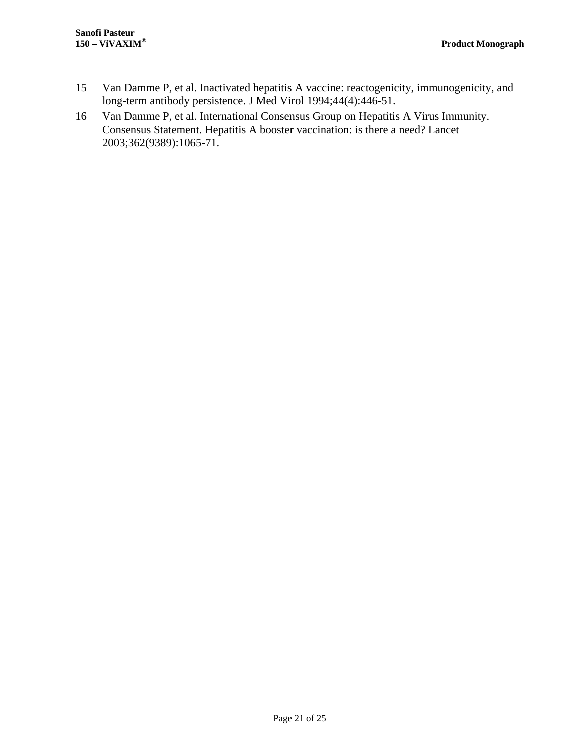15 Van Damme P, et al. Inactivated hepatitis A vaccine: reactogenicity, immunogenicity, and long-term antibody persistence. J Med Virol 1994;44(4):446-51.

16 Van Damme P, et al. International Consensus Group on Hepatitis A Virus Immunity. Consensus Statement. Hepatitis A booster vaccination: is there a need? Lancet 2003;362(9389):1065-71.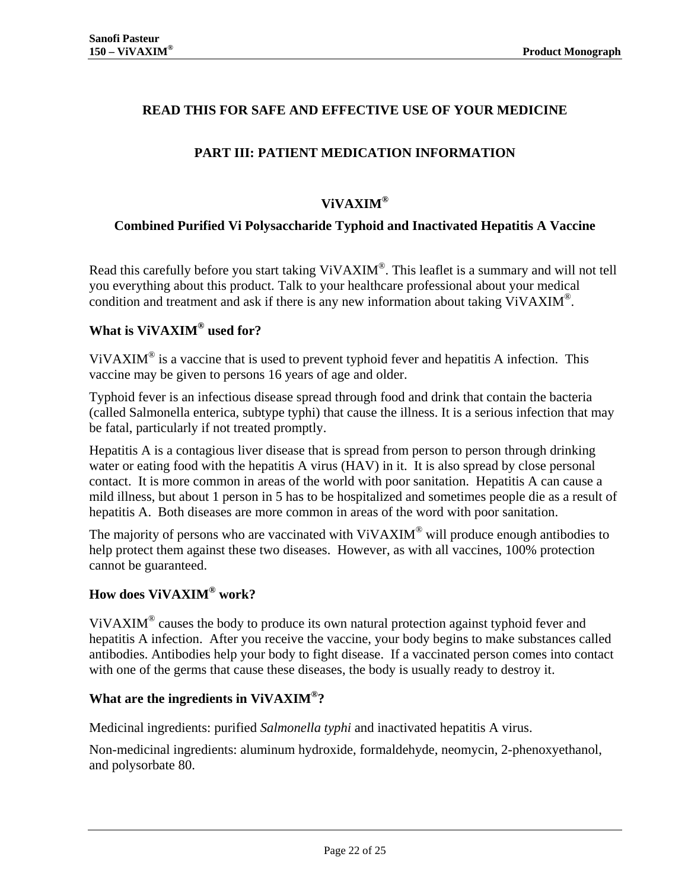## READ THIS FOR SAFE AND EFFECTIVE USE OF YOUR MEDICINE

## PART III: PATIENT MEDICATION INFORMATION

### ViVAXIM®

### Combined Purified Vi Polysaccharide Typhoid and Inactivated Hepatitis A Vaccine

Read this carefully before you start taking ViVAXIM®. This leaflet is a summary and will not tell you everything about this product. Talk to your healthcare professional about your medical condition and treatment and ask if there is any new information about taking ViVAXIM®.

**What is ViVAXIM® used for?**

ViVAXIM® is a vaccine that is used to prevent typhoid fever and hepatitis A infection. This vaccine may be given to persons 16 years of age and older.

Typhoid fever is an infectious disease spread through food and drink that contain the bacteria (called Salmonella enterica, subtype typhi) that cause the illness. It is a serious infection that may be fatal, particularly if not treated promptly.

Hepatitis A is a contagious liver disease that is spread from person to person through drinking water or eating food with the hepatitis A virus (HAV) in it. It is also spread by close personal contact. It is more common in areas of the world with poor sanitation. Hepatitis A can cause a mild illness, but about 1 person in 5 has to be hospitalized and sometimes people die as a result of hepatitis A. Both diseases are more common in areas of the word with poor sanitation.

The majority of persons who are vaccinated with ViVAXIM® will produce enough antibodies to help protect them against these two diseases. However, as with all vaccines, 100% protection cannot be guaranteed.

**How does ViVAXIM® work?**

ViVAXIM® causes the body to produce its own natural protection against typhoid fever and hepatitis A infection. After you receive the vaccine, your body begins to make substances called antibodies. Antibodies help your body to fight disease. If a vaccinated person comes into contact with one of the germs that cause these diseases, the body is usually ready to destroy it.

**What are the ingredients in ViVAXIM®?**

Medicinal ingredients: purified *Salmonella typhi* and inactivated hepatitis A virus.

Non-medicinal ingredients: aluminum hydroxide, formaldehyde, neomycin, 2-phenoxyethanol, and polysorbate 80.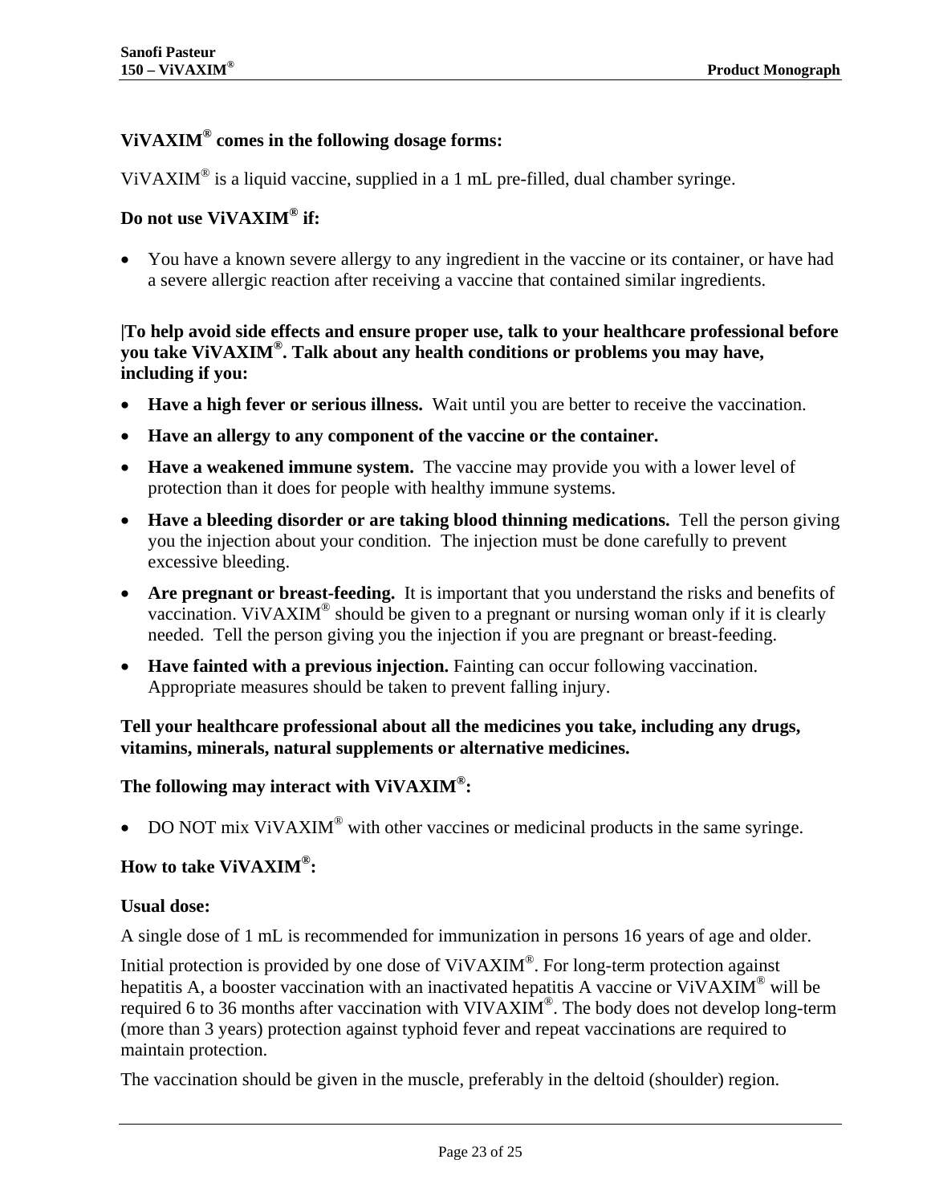**ViVAXIM® comes in the following dosage forms:**

ViVAXIM® is a liquid vaccine, supplied in a 1 mL pre-filled, dual chamber syringe.

**Do not use ViVAXIM® if:**

- You have a known severe allergy to any ingredient in the vaccine or its container, or have had a severe allergic reaction after receiving a vaccine that contained similar ingredients.

**|To help avoid side effects and ensure proper use, talk to your healthcare professional before you take ViVAXIM®. Talk about any health conditions or problems you may have, including if you:**

- **Have a high fever or serious illness.** Wait until you are better to receive the vaccination.
- **Have an allergy to any component of the vaccine or the container.**
- **Have a weakened immune system.** The vaccine may provide you with a lower level of protection than it does for people with healthy immune systems.
- **Have a bleeding disorder or are taking blood thinning medications.** Tell the person giving you the injection about your condition. The injection must be done carefully to prevent excessive bleeding.
- **Are pregnant or breast-feeding.** It is important that you understand the risks and benefits of vaccination. ViVAXIM® should be given to a pregnant or nursing woman only if it is clearly needed. Tell the person giving you the injection if you are pregnant or breast-feeding.
- **Have fainted with a previous injection.** Fainting can occur following vaccination. Appropriate measures should be taken to prevent falling injury.

**Tell your healthcare professional about all the medicines you take, including any drugs, vitamins, minerals, natural supplements or alternative medicines.**

**The following may interact with ViVAXIM®:**

- DO NOT mix ViVAXIM® with other vaccines or medicinal products in the same syringe.

**How to take ViVAXIM®:**

**Usual dose:**

A single dose of 1 mL is recommended for immunization in persons 16 years of age and older.

Initial protection is provided by one dose of ViVAXIM®. For long-term protection against hepatitis A, a booster vaccination with an inactivated hepatitis A vaccine or ViVAXIM® will be required 6 to 36 months after vaccination with VIVAXIM®. The body does not develop long-term (more than 3 years) protection against typhoid fever and repeat vaccinations are required to maintain protection.

The vaccination should be given in the muscle, preferably in the deltoid (shoulder) region.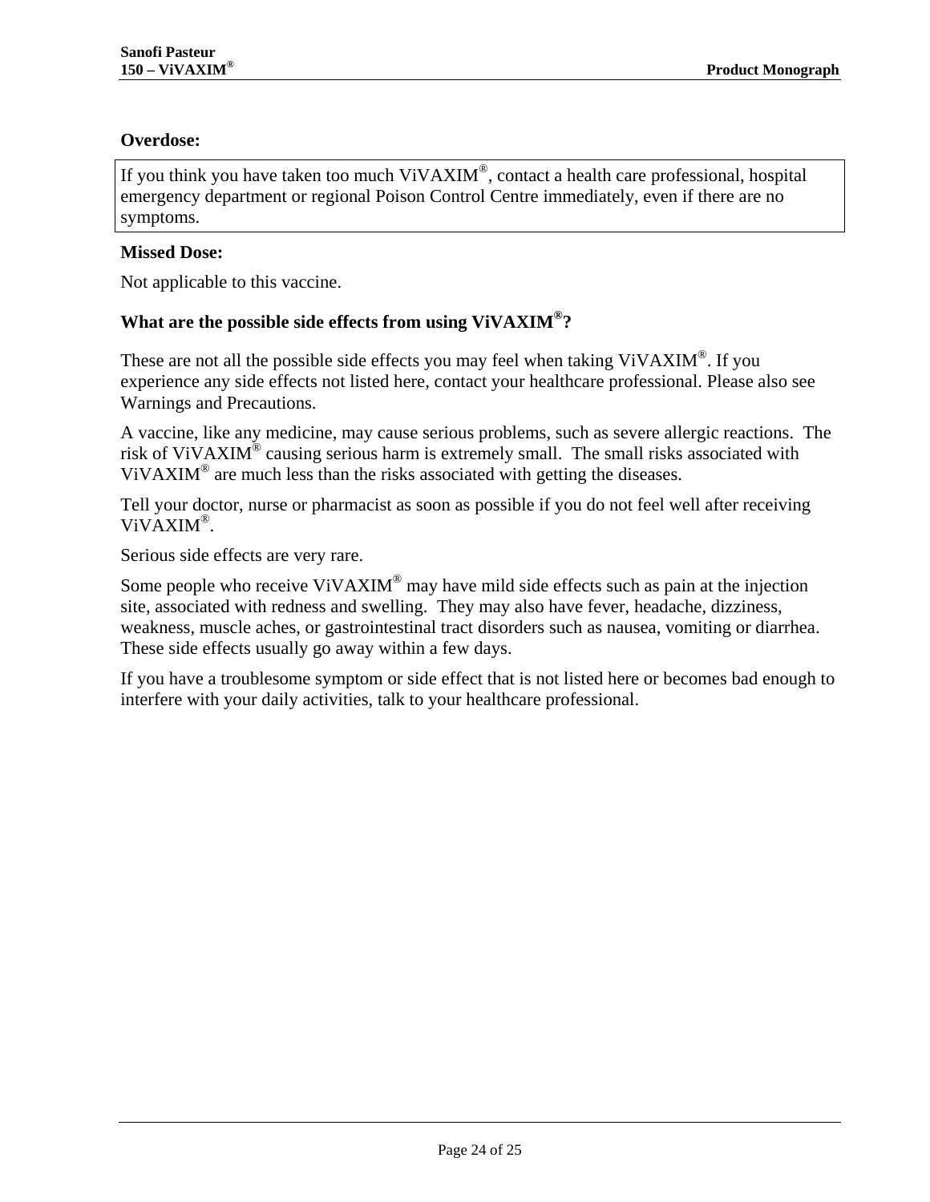**Overdose:**

If you think you have taken too much ViVAXIM®, contact a health care professional, hospital emergency department or regional Poison Control Centre immediately, even if there are no symptoms.

**Missed Dose:**

Not applicable to this vaccine.

**What are the possible side effects from using ViVAXIM®?**

These are not all the possible side effects you may feel when taking ViVAXIM®. If you experience any side effects not listed here, contact your healthcare professional. Please also see Warnings and Precautions.

A vaccine, like any medicine, may cause serious problems, such as severe allergic reactions. The risk of ViVAXIM® causing serious harm is extremely small. The small risks associated with ViVAXIM® are much less than the risks associated with getting the diseases.

Tell your doctor, nurse or pharmacist as soon as possible if you do not feel well after receiving ViVAXIM®.

Serious side effects are very rare.

Some people who receive ViVAXIM® may have mild side effects such as pain at the injection site, associated with redness and swelling. They may also have fever, headache, dizziness, weakness, muscle aches, or gastrointestinal tract disorders such as nausea, vomiting or diarrhea. These side effects usually go away within a few days.

If you have a troublesome symptom or side effect that is not listed here or becomes bad enough to interfere with your daily activities, talk to your healthcare professional.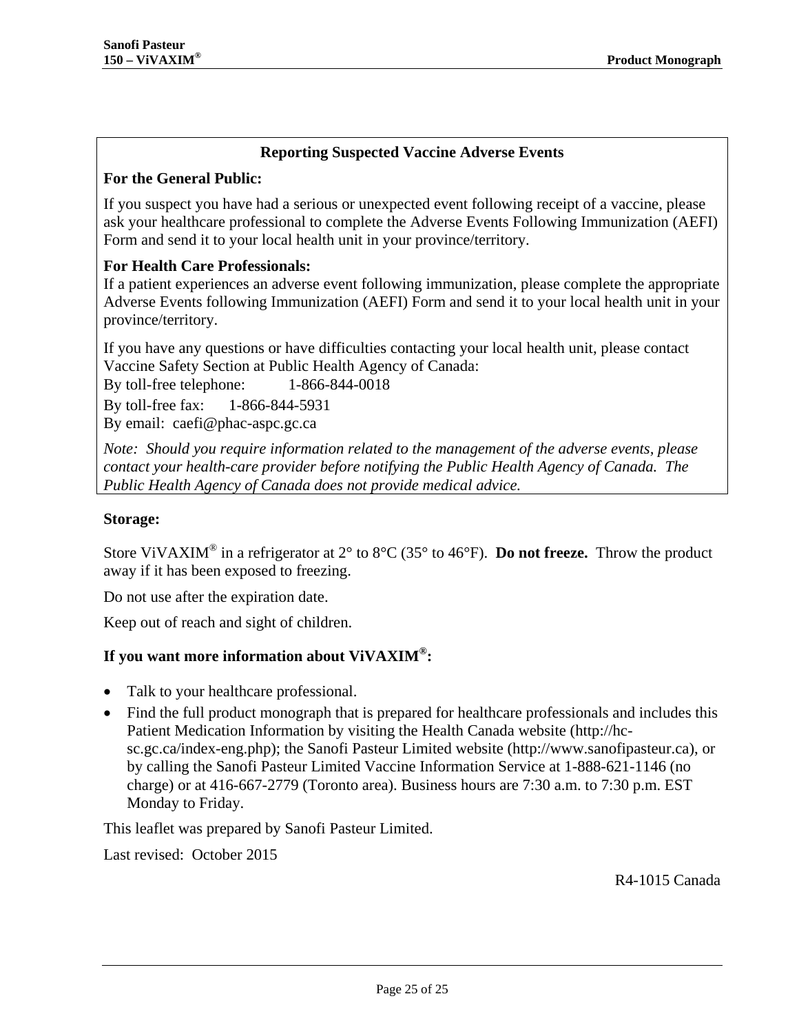**Reporting Suspected Vaccine Adverse Events**

**For the General Public:**

If you suspect you have had a serious or unexpected event following receipt of a vaccine, please ask your healthcare professional to complete the Adverse Events Following Immunization (AEFI) Form and send it to your local health unit in your province/territory.

**For Health Care Professionals:**

If a patient experiences an adverse event following immunization, please complete the appropriate Adverse Events following Immunization (AEFI) Form and send it to your local health unit in your province/territory.

If you have any questions or have difficulties contacting your local health unit, please contact Vaccine Safety Section at Public Health Agency of Canada:

By toll-free telephone: 1-866-844-0018

By toll-free fax: 1-866-844-5931

By email: caefi@phac-aspc.gc.ca

*Note: Should you require information related to the management of the adverse events, please contact your health-care provider before notifying the Public Health Agency of Canada. The Public Health Agency of Canada does not provide medical advice.*

**Storage:**

Store ViVAXIM® in a refrigerator at 2° to 8°C (35° to 46°F). **Do not freeze.** Throw the product away if it has been exposed to freezing.

Do not use after the expiration date.

Keep out of reach and sight of children.

**If you want more information about ViVAXIM®:**

- Talk to your healthcare professional.
- Find the full product monograph that is prepared for healthcare professionals and includes this Patient Medication Information by visiting the Health Canada website (http://hc-sc.gc.ca/index-eng.php); the Sanofi Pasteur Limited website (http://www.sanofipasteur.ca), or by calling the Sanofi Pasteur Limited Vaccine Information Service at 1-888-621-1146 (no charge) or at 416-667-2779 (Toronto area). Business hours are 7:30 a.m. to 7:30 p.m. EST Monday to Friday.

This leaflet was prepared by Sanofi Pasteur Limited.

Last revised: October 2015

R4-1015 Canada